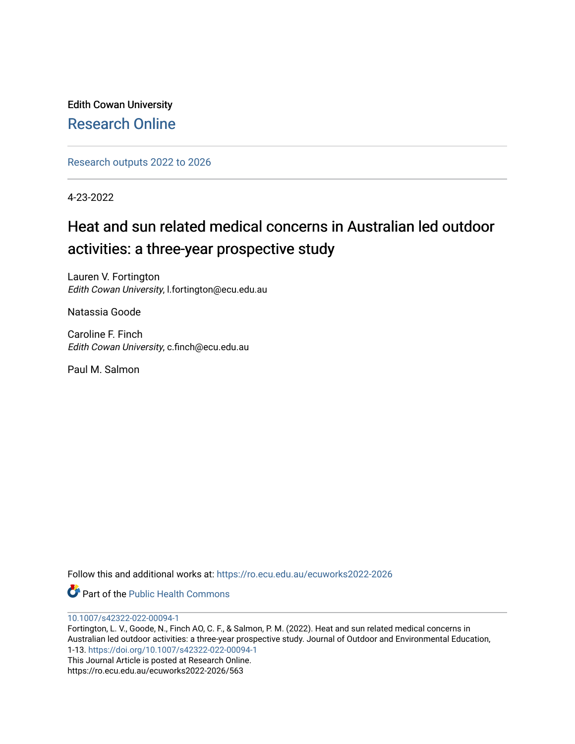Edith Cowan University

Research Online

Research outputs 2022 to 2026

4-23-2022

# Heat and sun related medical concerns in Australian led outdoor activities: a three-year prospective study

Lauren V. Fortington
*Edith Cowan University*, l.fortington@ecu.edu.au

Natassia Goode

Caroline F. Finch
*Edith Cowan University*, c.finch@ecu.edu.au

Paul M. Salmon

Follow this and additional works at: https://ro.ecu.edu.au/ecuworks2022-2026

Part of the Public Health Commons

10.1007/s42322-022-00094-1

Fortington, L. V., Goode, N., Finch AO, C. F., & Salmon, P. M. (2022). Heat and sun related medical concerns in Australian led outdoor activities: a three-year prospective study. Journal of Outdoor and Environmental Education, 1-13. https://doi.org/10.1007/s42322-022-00094-1

This Journal Article is posted at Research Online.
https://ro.ecu.edu.au/ecuworks2022-2026/563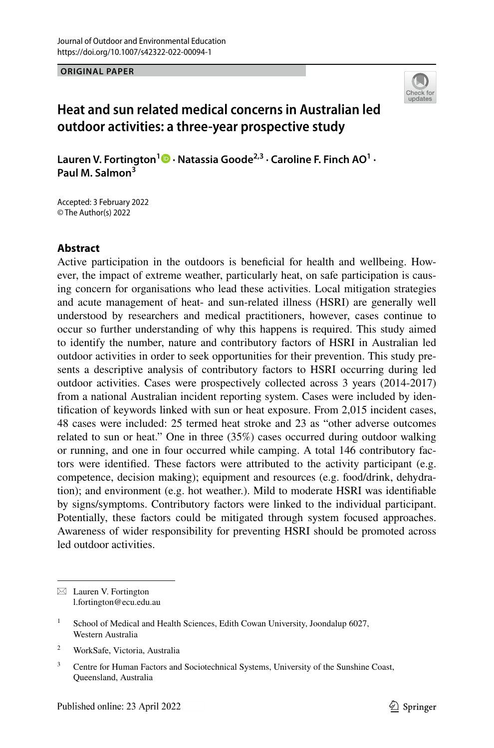ORIGINAL PAPER

# Heat and sun related medical concerns in Australian led outdoor activities: a three-year prospective study

**Lauren V. Fortington[1] · Natassia Goode[2,3] · Caroline F. Finch AO[1] · Paul M. Salmon[3]**

Accepted: 3 February 2022
© The Author(s) 2022

## Abstract

Active participation in the outdoors is beneficial for health and wellbeing. However, the impact of extreme weather, particularly heat, on safe participation is causing concern for organisations who lead these activities. Local mitigation strategies and acute management of heat- and sun-related illness (HSRI) are generally well understood by researchers and medical practitioners, however, cases continue to occur so further understanding of why this happens is required. This study aimed to identify the number, nature and contributory factors of HSRI in Australian led outdoor activities in order to seek opportunities for their prevention. This study presents a descriptive analysis of contributory factors to HSRI occurring during led outdoor activities. Cases were prospectively collected across 3 years (2014-2017) from a national Australian incident reporting system. Cases were included by identification of keywords linked with sun or heat exposure. From 2,015 incident cases, 48 cases were included: 25 termed heat stroke and 23 as "other adverse outcomes related to sun or heat." One in three (35%) cases occurred during outdoor walking or running, and one in four occurred while camping. A total 146 contributory factors were identified. These factors were attributed to the activity participant (e.g. competence, decision making); equipment and resources (e.g. food/drink, dehydration); and environment (e.g. hot weather.). Mild to moderate HSRI was identifiable by signs/symptoms. Contributory factors were linked to the individual participant. Potentially, these factors could be mitigated through system focused approaches. Awareness of wider responsibility for preventing HSRI should be promoted across led outdoor activities.

---

✉ Lauren V. Fortington
l.fortington@ecu.edu.au

[1] School of Medical and Health Sciences, Edith Cowan University, Joondalup 6027, Western Australia

[2] WorkSafe, Victoria, Australia

[3] Centre for Human Factors and Sociotechnical Systems, University of the Sunshine Coast, Queensland, Australia

Published online: 23 April 2022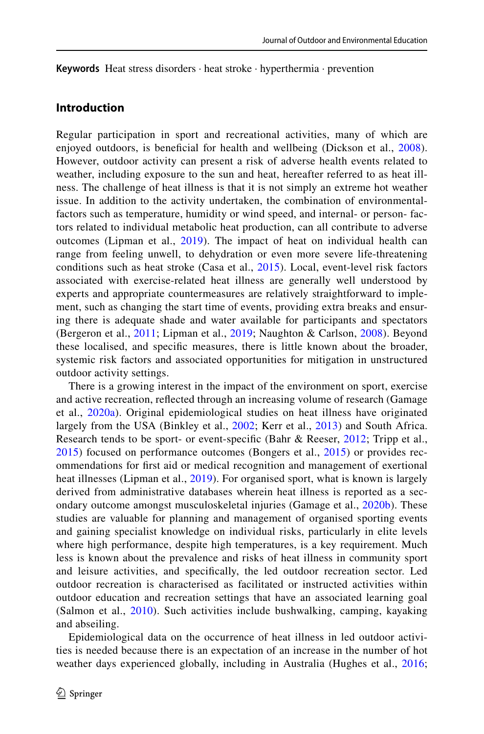**Keywords** Heat stress disorders · heat stroke · hyperthermia · prevention

## Introduction

Regular participation in sport and recreational activities, many of which are enjoyed outdoors, is beneficial for health and wellbeing (Dickson et al., 2008). However, outdoor activity can present a risk of adverse health events related to weather, including exposure to the sun and heat, hereafter referred to as heat illness. The challenge of heat illness is that it is not simply an extreme hot weather issue. In addition to the activity undertaken, the combination of environmental-factors such as temperature, humidity or wind speed, and internal- or person- factors related to individual metabolic heat production, can all contribute to adverse outcomes (Lipman et al., 2019). The impact of heat on individual health can range from feeling unwell, to dehydration or even more severe life-threatening conditions such as heat stroke (Casa et al., 2015). Local, event-level risk factors associated with exercise-related heat illness are generally well understood by experts and appropriate countermeasures are relatively straightforward to implement, such as changing the start time of events, providing extra breaks and ensuring there is adequate shade and water available for participants and spectators (Bergeron et al., 2011; Lipman et al., 2019; Naughton & Carlson, 2008). Beyond these localised, and specific measures, there is little known about the broader, systemic risk factors and associated opportunities for mitigation in unstructured outdoor activity settings.

There is a growing interest in the impact of the environment on sport, exercise and active recreation, reflected through an increasing volume of research (Gamage et al., 2020a). Original epidemiological studies on heat illness have originated largely from the USA (Binkley et al., 2002; Kerr et al., 2013) and South Africa. Research tends to be sport- or event-specific (Bahr & Reeser, 2012; Tripp et al., 2015) focused on performance outcomes (Bongers et al., 2015) or provides recommendations for first aid or medical recognition and management of exertional heat illnesses (Lipman et al., 2019). For organised sport, what is known is largely derived from administrative databases wherein heat illness is reported as a secondary outcome amongst musculoskeletal injuries (Gamage et al., 2020b). These studies are valuable for planning and management of organised sporting events and gaining specialist knowledge on individual risks, particularly in elite levels where high performance, despite high temperatures, is a key requirement. Much less is known about the prevalence and risks of heat illness in community sport and leisure activities, and specifically, the led outdoor recreation sector. Led outdoor recreation is characterised as facilitated or instructed activities within outdoor education and recreation settings that have an associated learning goal (Salmon et al., 2010). Such activities include bushwalking, camping, kayaking and abseiling.

Epidemiological data on the occurrence of heat illness in led outdoor activities is needed because there is an expectation of an increase in the number of hot weather days experienced globally, including in Australia (Hughes et al., 2016;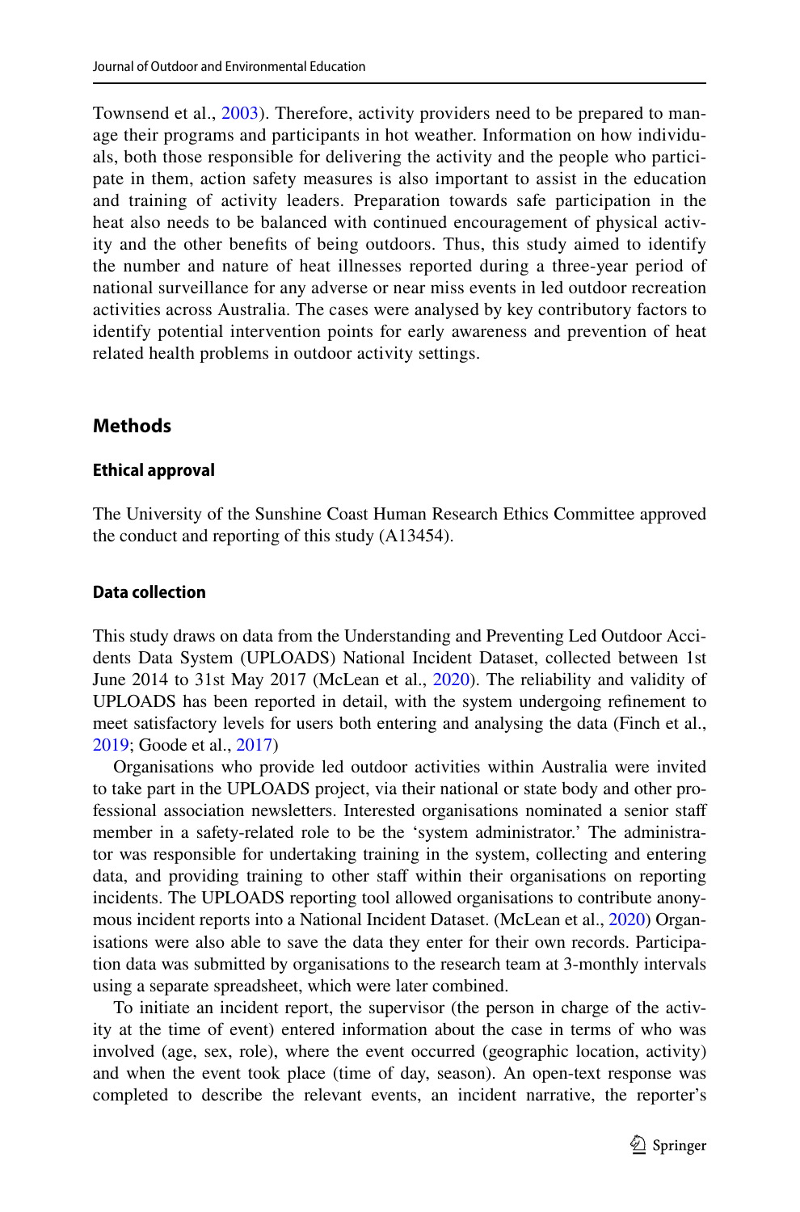Townsend et al., 2003). Therefore, activity providers need to be prepared to manage their programs and participants in hot weather. Information on how individuals, both those responsible for delivering the activity and the people who participate in them, action safety measures is also important to assist in the education and training of activity leaders. Preparation towards safe participation in the heat also needs to be balanced with continued encouragement of physical activity and the other benefits of being outdoors. Thus, this study aimed to identify the number and nature of heat illnesses reported during a three-year period of national surveillance for any adverse or near miss events in led outdoor recreation activities across Australia. The cases were analysed by key contributory factors to identify potential intervention points for early awareness and prevention of heat related health problems in outdoor activity settings.

## Methods

### Ethical approval

The University of the Sunshine Coast Human Research Ethics Committee approved the conduct and reporting of this study (A13454).

### Data collection

This study draws on data from the Understanding and Preventing Led Outdoor Accidents Data System (UPLOADS) National Incident Dataset, collected between 1st June 2014 to 31st May 2017 (McLean et al., 2020). The reliability and validity of UPLOADS has been reported in detail, with the system undergoing refinement to meet satisfactory levels for users both entering and analysing the data (Finch et al., 2019; Goode et al., 2017)

Organisations who provide led outdoor activities within Australia were invited to take part in the UPLOADS project, via their national or state body and other professional association newsletters. Interested organisations nominated a senior staff member in a safety-related role to be the 'system administrator.' The administrator was responsible for undertaking training in the system, collecting and entering data, and providing training to other staff within their organisations on reporting incidents. The UPLOADS reporting tool allowed organisations to contribute anonymous incident reports into a National Incident Dataset. (McLean et al., 2020) Organisations were also able to save the data they enter for their own records. Participation data was submitted by organisations to the research team at 3-monthly intervals using a separate spreadsheet, which were later combined.

To initiate an incident report, the supervisor (the person in charge of the activity at the time of event) entered information about the case in terms of who was involved (age, sex, role), where the event occurred (geographic location, activity) and when the event took place (time of day, season). An open-text response was completed to describe the relevant events, an incident narrative, the reporter's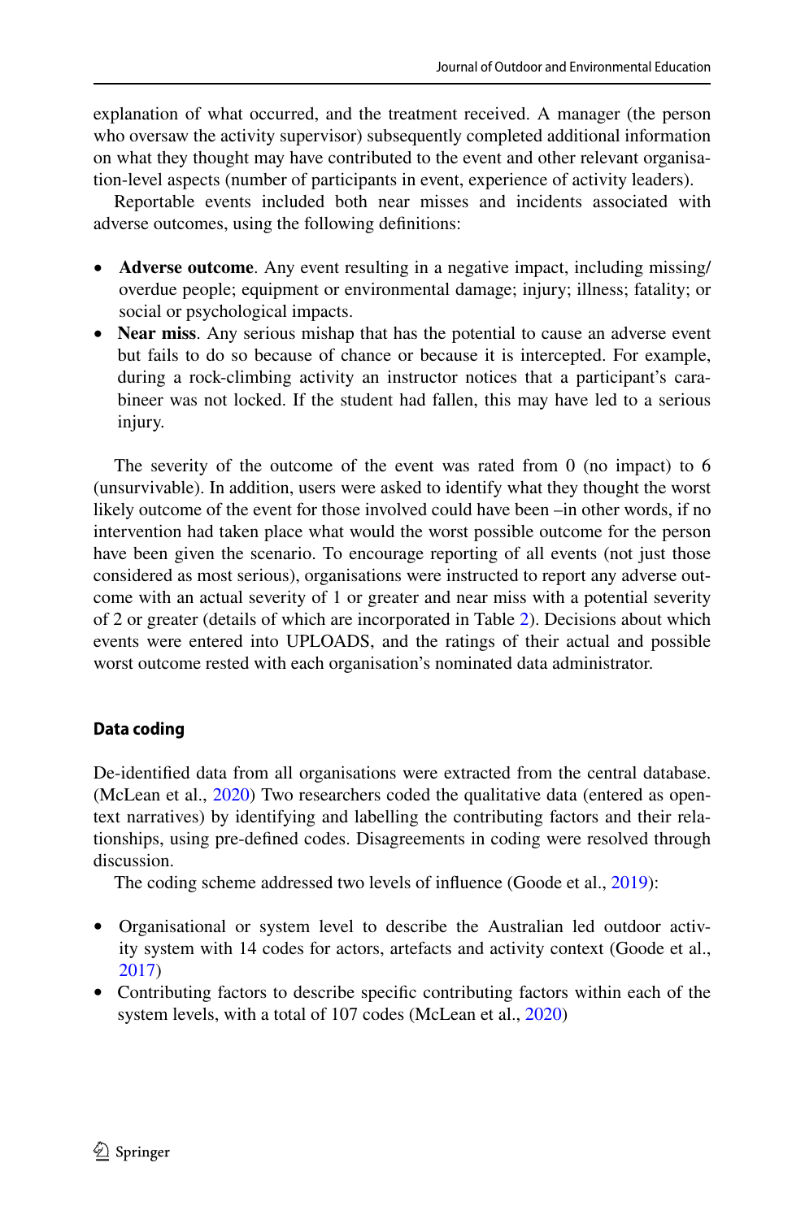explanation of what occurred, and the treatment received. A manager (the person who oversaw the activity supervisor) subsequently completed additional information on what they thought may have contributed to the event and other relevant organisation-level aspects (number of participants in event, experience of activity leaders).

Reportable events included both near misses and incidents associated with adverse outcomes, using the following definitions:

- **Adverse outcome**. Any event resulting in a negative impact, including missing/overdue people; equipment or environmental damage; injury; illness; fatality; or social or psychological impacts.
- **Near miss**. Any serious mishap that has the potential to cause an adverse event but fails to do so because of chance or because it is intercepted. For example, during a rock-climbing activity an instructor notices that a participant's carabineer was not locked. If the student had fallen, this may have led to a serious injury.

The severity of the outcome of the event was rated from 0 (no impact) to 6 (unsurvivable). In addition, users were asked to identify what they thought the worst likely outcome of the event for those involved could have been –in other words, if no intervention had taken place what would the worst possible outcome for the person have been given the scenario. To encourage reporting of all events (not just those considered as most serious), organisations were instructed to report any adverse outcome with an actual severity of 1 or greater and near miss with a potential severity of 2 or greater (details of which are incorporated in Table 2). Decisions about which events were entered into UPLOADS, and the ratings of their actual and possible worst outcome rested with each organisation's nominated data administrator.

### Data coding

De-identified data from all organisations were extracted from the central database. (McLean et al., 2020) Two researchers coded the qualitative data (entered as open-text narratives) by identifying and labelling the contributing factors and their relationships, using pre-defined codes. Disagreements in coding were resolved through discussion.

The coding scheme addressed two levels of influence (Goode et al., 2019):

- Organisational or system level to describe the Australian led outdoor activity system with 14 codes for actors, artefacts and activity context (Goode et al., 2017)
- Contributing factors to describe specific contributing factors within each of the system levels, with a total of 107 codes (McLean et al., 2020)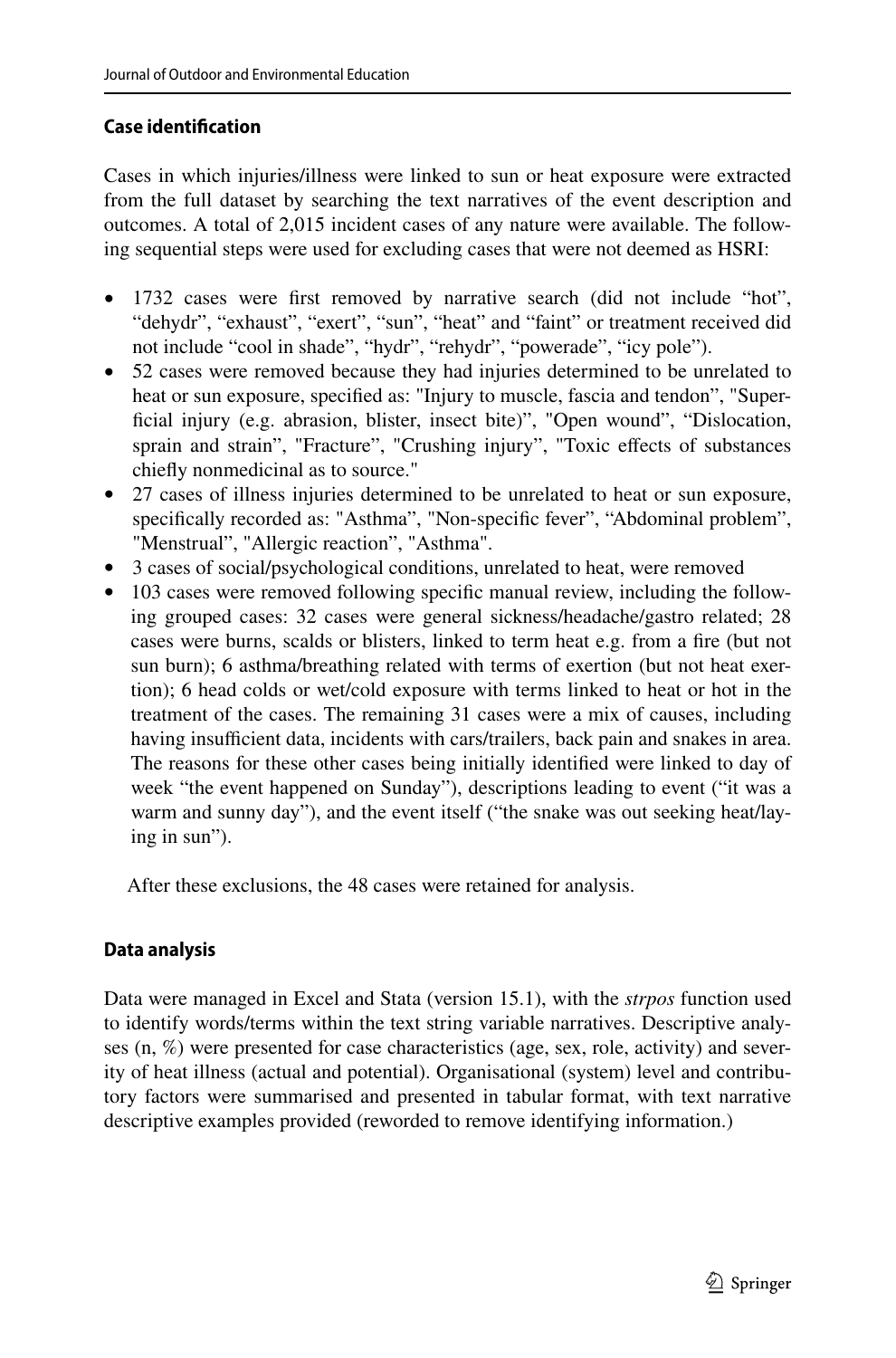#### Case identification

Cases in which injuries/illness were linked to sun or heat exposure were extracted from the full dataset by searching the text narratives of the event description and outcomes. A total of 2,015 incident cases of any nature were available. The following sequential steps were used for excluding cases that were not deemed as HSRI:

- 1732 cases were first removed by narrative search (did not include "hot", "dehydr", "exhaust", "exert", "sun", "heat" and "faint" or treatment received did not include "cool in shade", "hydr", "rehydr", "powerade", "icy pole").
- 52 cases were removed because they had injuries determined to be unrelated to heat or sun exposure, specified as: "Injury to muscle, fascia and tendon", "Superficial injury (e.g. abrasion, blister, insect bite)", "Open wound", "Dislocation, sprain and strain", "Fracture", "Crushing injury", "Toxic effects of substances chiefly nonmedicinal as to source."
- 27 cases of illness injuries determined to be unrelated to heat or sun exposure, specifically recorded as: "Asthma", "Non-specific fever", "Abdominal problem", "Menstrual", "Allergic reaction", "Asthma".
- 3 cases of social/psychological conditions, unrelated to heat, were removed
- 103 cases were removed following specific manual review, including the following grouped cases: 32 cases were general sickness/headache/gastro related; 28 cases were burns, scalds or blisters, linked to term heat e.g. from a fire (but not sun burn); 6 asthma/breathing related with terms of exertion (but not heat exertion); 6 head colds or wet/cold exposure with terms linked to heat or hot in the treatment of the cases. The remaining 31 cases were a mix of causes, including having insufficient data, incidents with cars/trailers, back pain and snakes in area. The reasons for these other cases being initially identified were linked to day of week "the event happened on Sunday"), descriptions leading to event ("it was a warm and sunny day"), and the event itself ("the snake was out seeking heat/laying in sun").

After these exclusions, the 48 cases were retained for analysis.

#### Data analysis

Data were managed in Excel and Stata (version 15.1), with the *strpos* function used to identify words/terms within the text string variable narratives. Descriptive analyses (n, %) were presented for case characteristics (age, sex, role, activity) and severity of heat illness (actual and potential). Organisational (system) level and contributory factors were summarised and presented in tabular format, with text narrative descriptive examples provided (reworded to remove identifying information.)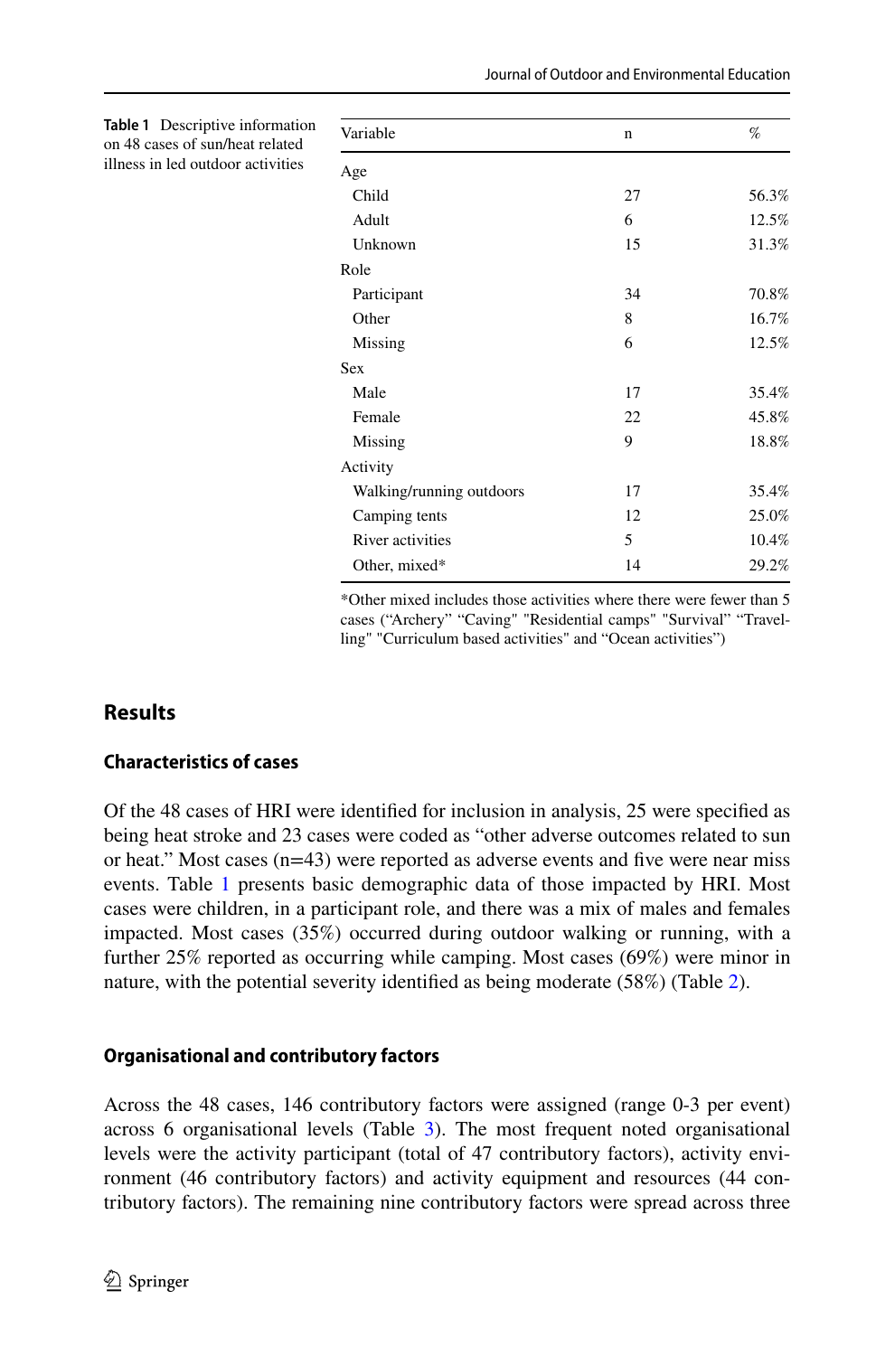**Table 1** Descriptive information on 48 cases of sun/heat related illness in led outdoor activities

| Variable | n | % |
|---|---|---|
| Age | | |
| Child | 27 | 56.3% |
| Adult | 6 | 12.5% |
| Unknown | 15 | 31.3% |
| Role | | |
| Participant | 34 | 70.8% |
| Other | 8 | 16.7% |
| Missing | 6 | 12.5% |
| Sex | | |
| Male | 17 | 35.4% |
| Female | 22 | 45.8% |
| Missing | 9 | 18.8% |
| Activity | | |
| Walking/running outdoors | 17 | 35.4% |
| Camping tents | 12 | 25.0% |
| River activities | 5 | 10.4% |
| Other, mixed* | 14 | 29.2% |

*Other mixed includes those activities where there were fewer than 5 cases ("Archery" "Caving" "Residential camps" "Survival" "Travelling" "Curriculum based activities" and "Ocean activities")

## Results

### Characteristics of cases

Of the 48 cases of HRI were identified for inclusion in analysis, 25 were specified as being heat stroke and 23 cases were coded as "other adverse outcomes related to sun or heat." Most cases (n=43) were reported as adverse events and five were near miss events. Table 1 presents basic demographic data of those impacted by HRI. Most cases were children, in a participant role, and there was a mix of males and females impacted. Most cases (35%) occurred during outdoor walking or running, with a further 25% reported as occurring while camping. Most cases (69%) were minor in nature, with the potential severity identified as being moderate (58%) (Table 2).

### Organisational and contributory factors

Across the 48 cases, 146 contributory factors were assigned (range 0-3 per event) across 6 organisational levels (Table 3). The most frequent noted organisational levels were the activity participant (total of 47 contributory factors), activity environment (46 contributory factors) and activity equipment and resources (44 contributory factors). The remaining nine contributory factors were spread across three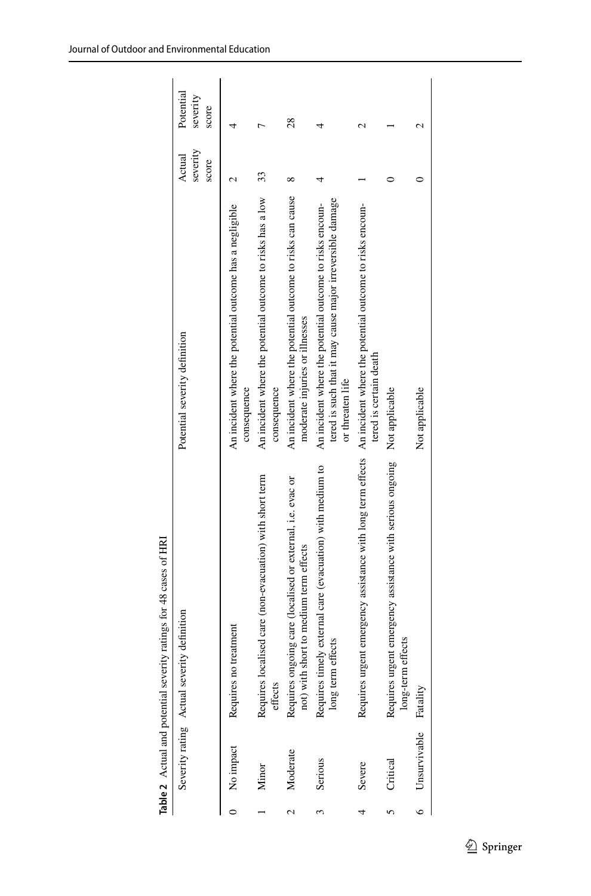**Table 2** Actual and potential severity ratings for 48 cases of HRI

| | Severity rating | Actual severity definition | Potential severity definition | Actual severity score | Potential severity score |
|---|---|---|---|---|---|
| 0 | No impact | Requires no treatment | An incident where the potential outcome has a negligible consequence | 2 | 4 |
| 1 | Minor | Requires localised care (non-evacuation) with short term effects | An incident where the potential outcome to risks has a low consequence | 33 | 7 |
| 2 | Moderate | Requires ongoing care (localised or external, i.e. evac or not) with short to medium term effects | An incident where the potential outcome to risks can cause moderate injuries or illnesses | 8 | 28 |
| 3 | Serious | Requires timely external care (evacuation) with medium to long term effects | An incident where the potential outcome to risks encountered is such that it may cause major irreversible damage or threaten life | 4 | 4 |
| 4 | Severe | Requires urgent emergency assistance with long term effects | An incident where the potential outcome to risks encountered is certain death | 1 | 2 |
| 5 | Critical | Requires urgent emergency assistance with serious ongoing long-term effects | Not applicable | 0 | 1 |
| 6 | Unsurvivable | Fatality | Not applicable | 0 | 2 |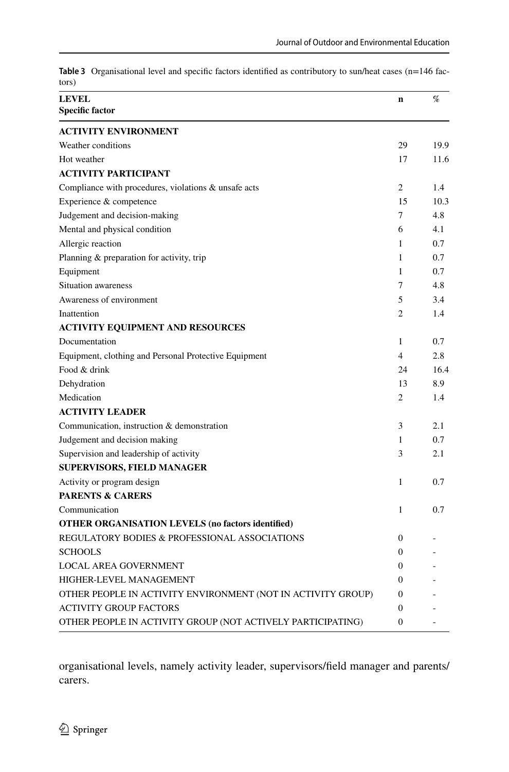**Table 3** Organisational level and specific factors identified as contributory to sun/heat cases (n=146 factors)

| LEVEL<br>Specific factor | n | % |
|---|---|---|
| **ACTIVITY ENVIRONMENT** | | |
| Weather conditions | 29 | 19.9 |
| Hot weather | 17 | 11.6 |
| **ACTIVITY PARTICIPANT** | | |
| Compliance with procedures, violations & unsafe acts | 2 | 1.4 |
| Experience & competence | 15 | 10.3 |
| Judgement and decision-making | 7 | 4.8 |
| Mental and physical condition | 6 | 4.1 |
| Allergic reaction | 1 | 0.7 |
| Planning & preparation for activity, trip | 1 | 0.7 |
| Equipment | 1 | 0.7 |
| Situation awareness | 7 | 4.8 |
| Awareness of environment | 5 | 3.4 |
| Inattention | 2 | 1.4 |
| **ACTIVITY EQUIPMENT AND RESOURCES** | | |
| Documentation | 1 | 0.7 |
| Equipment, clothing and Personal Protective Equipment | 4 | 2.8 |
| Food & drink | 24 | 16.4 |
| Dehydration | 13 | 8.9 |
| Medication | 2 | 1.4 |
| **ACTIVITY LEADER** | | |
| Communication, instruction & demonstration | 3 | 2.1 |
| Judgement and decision making | 1 | 0.7 |
| Supervision and leadership of activity | 3 | 2.1 |
| **SUPERVISORS, FIELD MANAGER** | | |
| Activity or program design | 1 | 0.7 |
| **PARENTS & CARERS** | | |
| Communication | 1 | 0.7 |
| **OTHER ORGANISATION LEVELS (no factors identified)** | | |
| REGULATORY BODIES & PROFESSIONAL ASSOCIATIONS | 0 | - |
| SCHOOLS | 0 | - |
| LOCAL AREA GOVERNMENT | 0 | - |
| HIGHER-LEVEL MANAGEMENT | 0 | - |
| OTHER PEOPLE IN ACTIVITY ENVIRONMENT (NOT IN ACTIVITY GROUP) | 0 | - |
| ACTIVITY GROUP FACTORS | 0 | - |
| OTHER PEOPLE IN ACTIVITY GROUP (NOT ACTIVELY PARTICIPATING) | 0 | - |

organisational levels, namely activity leader, supervisors/field manager and parents/carers.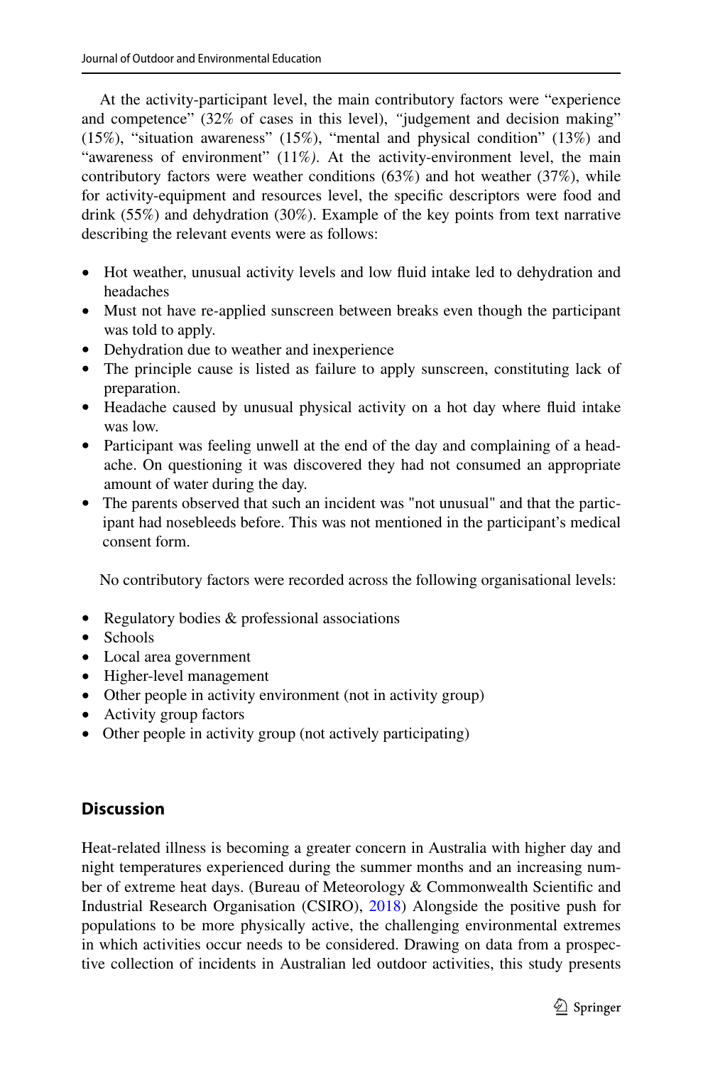At the activity-participant level, the main contributory factors were “experience and competence” (32% of cases in this level), *“*judgement and decision making” (15%), “situation awareness” (15%), “mental and physical condition” (13%) and “awareness of environment” (11%*)*. At the activity-environment level, the main contributory factors were weather conditions (63%) and hot weather (37%), while for activity-equipment and resources level, the specific descriptors were food and drink (55%) and dehydration (30%). Example of the key points from text narrative describing the relevant events were as follows:

- Hot weather, unusual activity levels and low fluid intake led to dehydration and headaches
- Must not have re-applied sunscreen between breaks even though the participant was told to apply.
- Dehydration due to weather and inexperience
- The principle cause is listed as failure to apply sunscreen, constituting lack of preparation.
- Headache caused by unusual physical activity on a hot day where fluid intake was low.
- Participant was feeling unwell at the end of the day and complaining of a headache. On questioning it was discovered they had not consumed an appropriate amount of water during the day.
- The parents observed that such an incident was "not unusual" and that the participant had nosebleeds before. This was not mentioned in the participant’s medical consent form.

No contributory factors were recorded across the following organisational levels:

- Regulatory bodies & professional associations
- Schools
- Local area government
- Higher-level management
- Other people in activity environment (not in activity group)
- Activity group factors
- Other people in activity group (not actively participating)

## Discussion

Heat-related illness is becoming a greater concern in Australia with higher day and night temperatures experienced during the summer months and an increasing number of extreme heat days. (Bureau of Meteorology & Commonwealth Scientific and Industrial Research Organisation (CSIRO), 2018) Alongside the positive push for populations to be more physically active, the challenging environmental extremes in which activities occur needs to be considered. Drawing on data from a prospective collection of incidents in Australian led outdoor activities, this study presents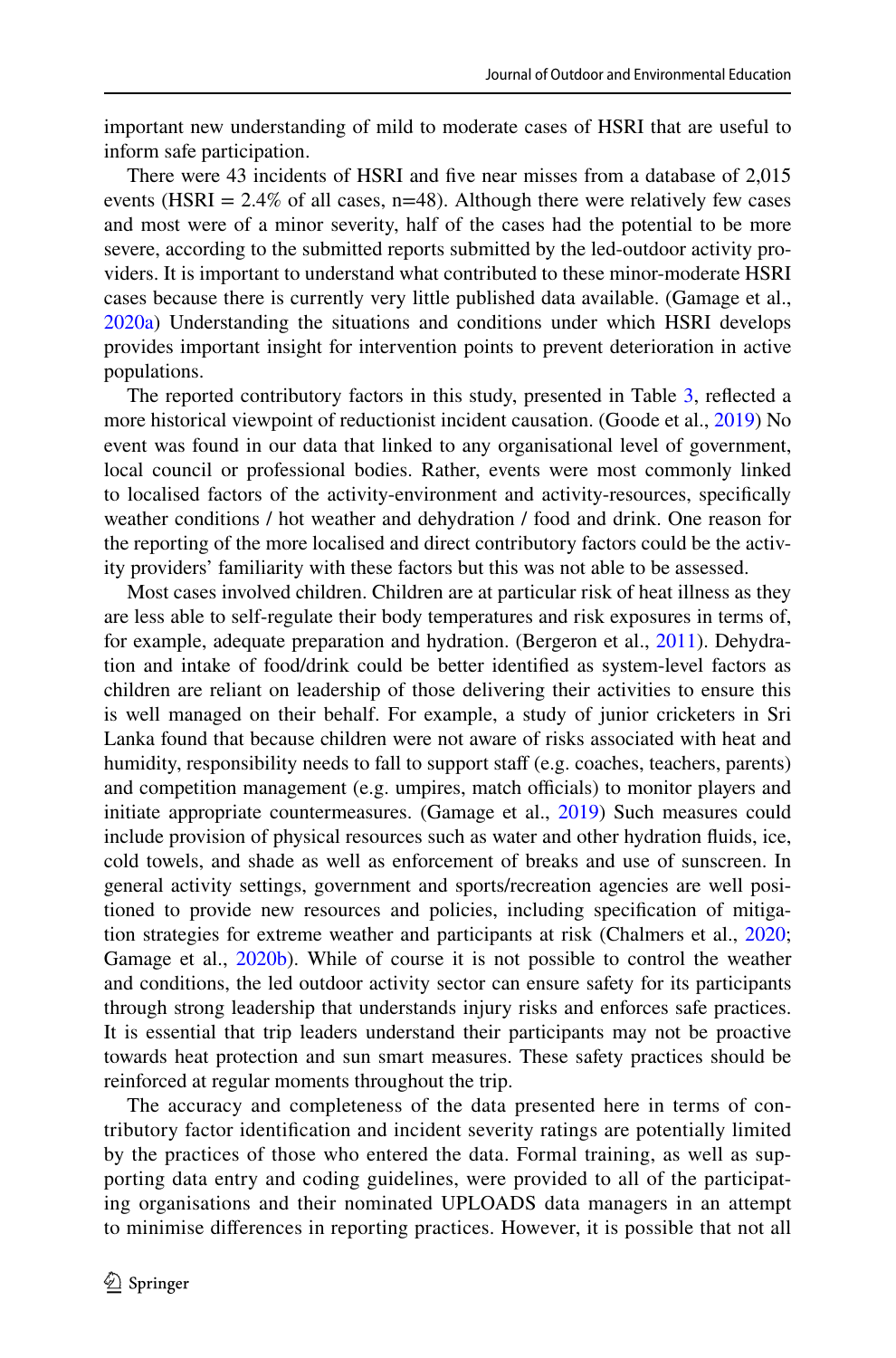important new understanding of mild to moderate cases of HSRI that are useful to inform safe participation.

There were 43 incidents of HSRI and five near misses from a database of 2,015 events (HSRI = 2.4% of all cases, n=48). Although there were relatively few cases and most were of a minor severity, half of the cases had the potential to be more severe, according to the submitted reports submitted by the led-outdoor activity providers. It is important to understand what contributed to these minor-moderate HSRI cases because there is currently very little published data available. (Gamage et al., 2020a) Understanding the situations and conditions under which HSRI develops provides important insight for intervention points to prevent deterioration in active populations.

The reported contributory factors in this study, presented in Table 3, reflected a more historical viewpoint of reductionist incident causation. (Goode et al., 2019) No event was found in our data that linked to any organisational level of government, local council or professional bodies. Rather, events were most commonly linked to localised factors of the activity-environment and activity-resources, specifically weather conditions / hot weather and dehydration / food and drink. One reason for the reporting of the more localised and direct contributory factors could be the activity providers' familiarity with these factors but this was not able to be assessed.

Most cases involved children. Children are at particular risk of heat illness as they are less able to self-regulate their body temperatures and risk exposures in terms of, for example, adequate preparation and hydration. (Bergeron et al., 2011). Dehydration and intake of food/drink could be better identified as system-level factors as children are reliant on leadership of those delivering their activities to ensure this is well managed on their behalf. For example, a study of junior cricketers in Sri Lanka found that because children were not aware of risks associated with heat and humidity, responsibility needs to fall to support staff (e.g. coaches, teachers, parents) and competition management (e.g. umpires, match officials) to monitor players and initiate appropriate countermeasures. (Gamage et al., 2019) Such measures could include provision of physical resources such as water and other hydration fluids, ice, cold towels, and shade as well as enforcement of breaks and use of sunscreen. In general activity settings, government and sports/recreation agencies are well positioned to provide new resources and policies, including specification of mitigation strategies for extreme weather and participants at risk (Chalmers et al., 2020; Gamage et al., 2020b). While of course it is not possible to control the weather and conditions, the led outdoor activity sector can ensure safety for its participants through strong leadership that understands injury risks and enforces safe practices. It is essential that trip leaders understand their participants may not be proactive towards heat protection and sun smart measures. These safety practices should be reinforced at regular moments throughout the trip.

The accuracy and completeness of the data presented here in terms of contributory factor identification and incident severity ratings are potentially limited by the practices of those who entered the data. Formal training, as well as supporting data entry and coding guidelines, were provided to all of the participating organisations and their nominated UPLOADS data managers in an attempt to minimise differences in reporting practices. However, it is possible that not all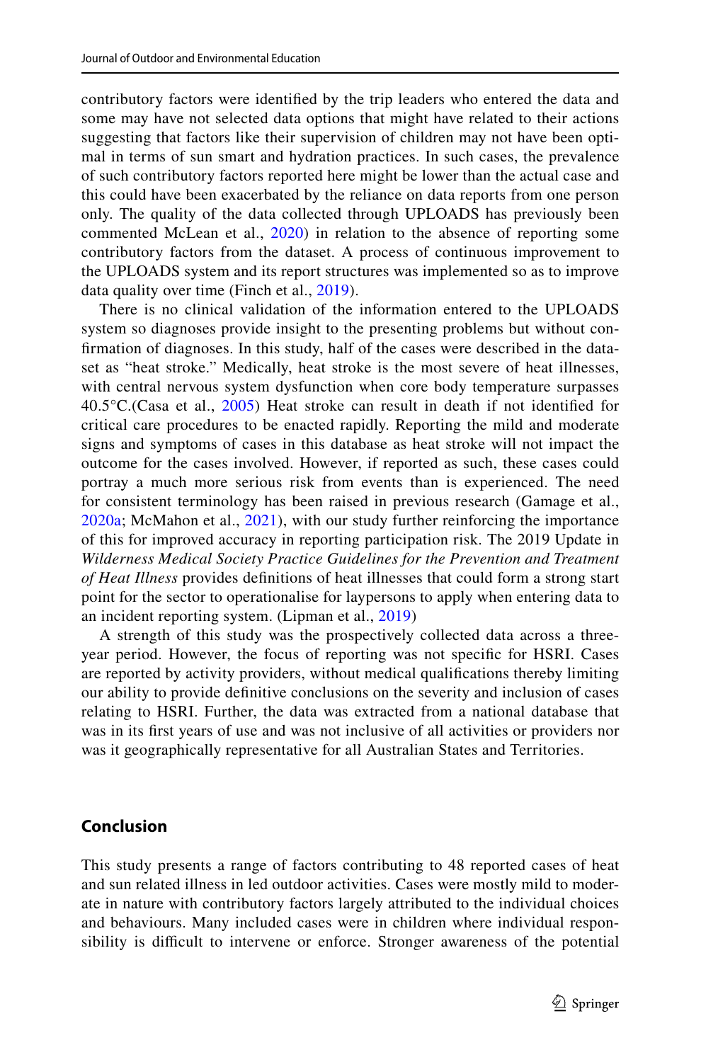contributory factors were identified by the trip leaders who entered the data and some may have not selected data options that might have related to their actions suggesting that factors like their supervision of children may not have been optimal in terms of sun smart and hydration practices. In such cases, the prevalence of such contributory factors reported here might be lower than the actual case and this could have been exacerbated by the reliance on data reports from one person only. The quality of the data collected through UPLOADS has previously been commented McLean et al., 2020) in relation to the absence of reporting some contributory factors from the dataset. A process of continuous improvement to the UPLOADS system and its report structures was implemented so as to improve data quality over time (Finch et al., 2019).

There is no clinical validation of the information entered to the UPLOADS system so diagnoses provide insight to the presenting problems but without confirmation of diagnoses. In this study, half of the cases were described in the dataset as "heat stroke." Medically, heat stroke is the most severe of heat illnesses, with central nervous system dysfunction when core body temperature surpasses 40.5°C.(Casa et al., 2005) Heat stroke can result in death if not identified for critical care procedures to be enacted rapidly. Reporting the mild and moderate signs and symptoms of cases in this database as heat stroke will not impact the outcome for the cases involved. However, if reported as such, these cases could portray a much more serious risk from events than is experienced. The need for consistent terminology has been raised in previous research (Gamage et al., 2020a; McMahon et al., 2021), with our study further reinforcing the importance of this for improved accuracy in reporting participation risk. The 2019 Update in *Wilderness Medical Society Practice Guidelines for the Prevention and Treatment of Heat Illness* provides definitions of heat illnesses that could form a strong start point for the sector to operationalise for laypersons to apply when entering data to an incident reporting system. (Lipman et al., 2019)

A strength of this study was the prospectively collected data across a three-year period. However, the focus of reporting was not specific for HSRI. Cases are reported by activity providers, without medical qualifications thereby limiting our ability to provide definitive conclusions on the severity and inclusion of cases relating to HSRI. Further, the data was extracted from a national database that was in its first years of use and was not inclusive of all activities or providers nor was it geographically representative for all Australian States and Territories.

## Conclusion

This study presents a range of factors contributing to 48 reported cases of heat and sun related illness in led outdoor activities. Cases were mostly mild to moderate in nature with contributory factors largely attributed to the individual choices and behaviours. Many included cases were in children where individual responsibility is difficult to intervene or enforce. Stronger awareness of the potential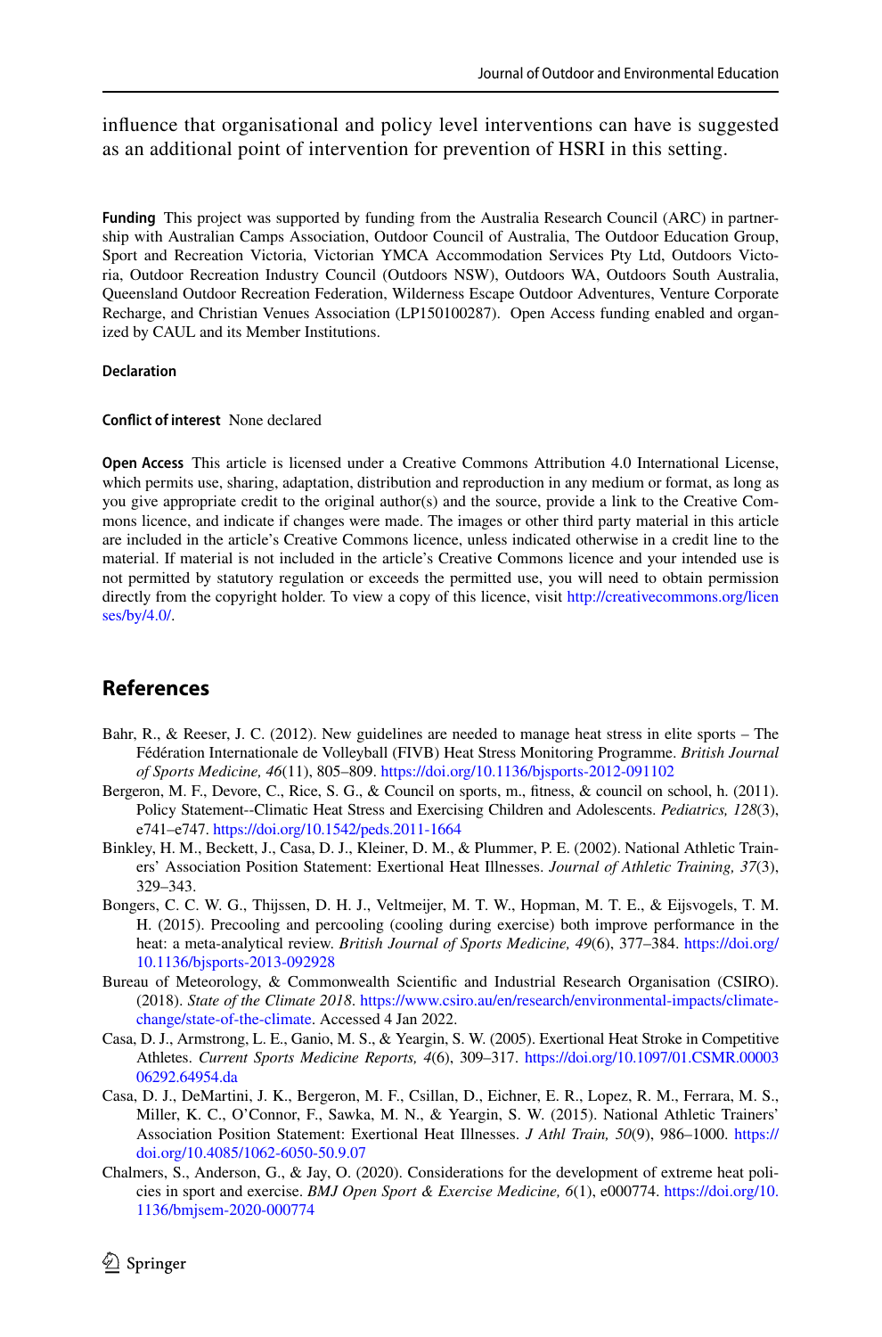influence that organisational and policy level interventions can have is suggested as an additional point of intervention for prevention of HSRI in this setting.

**Funding** This project was supported by funding from the Australia Research Council (ARC) in partnership with Australian Camps Association, Outdoor Council of Australia, The Outdoor Education Group, Sport and Recreation Victoria, Victorian YMCA Accommodation Services Pty Ltd, Outdoors Victoria, Outdoor Recreation Industry Council (Outdoors NSW), Outdoors WA, Outdoors South Australia, Queensland Outdoor Recreation Federation, Wilderness Escape Outdoor Adventures, Venture Corporate Recharge, and Christian Venues Association (LP150100287). Open Access funding enabled and organized by CAUL and its Member Institutions.

**Declaration**

**Conflict of interest** None declared

**Open Access** This article is licensed under a Creative Commons Attribution 4.0 International License, which permits use, sharing, adaptation, distribution and reproduction in any medium or format, as long as you give appropriate credit to the original author(s) and the source, provide a link to the Creative Commons licence, and indicate if changes were made. The images or other third party material in this article are included in the article's Creative Commons licence, unless indicated otherwise in a credit line to the material. If material is not included in the article's Creative Commons licence and your intended use is not permitted by statutory regulation or exceeds the permitted use, you will need to obtain permission directly from the copyright holder. To view a copy of this licence, visit http://creativecommons.org/licenses/by/4.0/.

## References

Bahr, R., & Reeser, J. C. (2012). New guidelines are needed to manage heat stress in elite sports – The Fédération Internationale de Volleyball (FIVB) Heat Stress Monitoring Programme. *British Journal of Sports Medicine, 46*(11), 805–809. https://doi.org/10.1136/bjsports-2012-091102

Bergeron, M. F., Devore, C., Rice, S. G., & Council on sports, m., fitness, & council on school, h. (2011). Policy Statement--Climatic Heat Stress and Exercising Children and Adolescents. *Pediatrics, 128*(3), e741–e747. https://doi.org/10.1542/peds.2011-1664

Binkley, H. M., Beckett, J., Casa, D. J., Kleiner, D. M., & Plummer, P. E. (2002). National Athletic Trainers' Association Position Statement: Exertional Heat Illnesses. *Journal of Athletic Training, 37*(3), 329–343.

Bongers, C. C. W. G., Thijssen, D. H. J., Veltmeijer, M. T. W., Hopman, M. T. E., & Eijsvogels, T. M. H. (2015). Precooling and percooling (cooling during exercise) both improve performance in the heat: a meta-analytical review. *British Journal of Sports Medicine, 49*(6), 377–384. https://doi.org/10.1136/bjsports-2013-092928

Bureau of Meteorology, & Commonwealth Scientific and Industrial Research Organisation (CSIRO). (2018). *State of the Climate 2018*. https://www.csiro.au/en/research/environmental-impacts/climate-change/state-of-the-climate. Accessed 4 Jan 2022.

Casa, D. J., Armstrong, L. E., Ganio, M. S., & Yeargin, S. W. (2005). Exertional Heat Stroke in Competitive Athletes. *Current Sports Medicine Reports, 4*(6), 309–317. https://doi.org/10.1097/01.CSMR.0000306292.64954.da

Casa, D. J., DeMartini, J. K., Bergeron, M. F., Csillan, D., Eichner, E. R., Lopez, R. M., Ferrara, M. S., Miller, K. C., O'Connor, F., Sawka, M. N., & Yeargin, S. W. (2015). National Athletic Trainers' Association Position Statement: Exertional Heat Illnesses. *J Athl Train, 50*(9), 986–1000. https://doi.org/10.4085/1062-6050-50.9.07

Chalmers, S., Anderson, G., & Jay, O. (2020). Considerations for the development of extreme heat policies in sport and exercise. *BMJ Open Sport & Exercise Medicine, 6*(1), e000774. https://doi.org/10.1136/bmjsem-2020-000774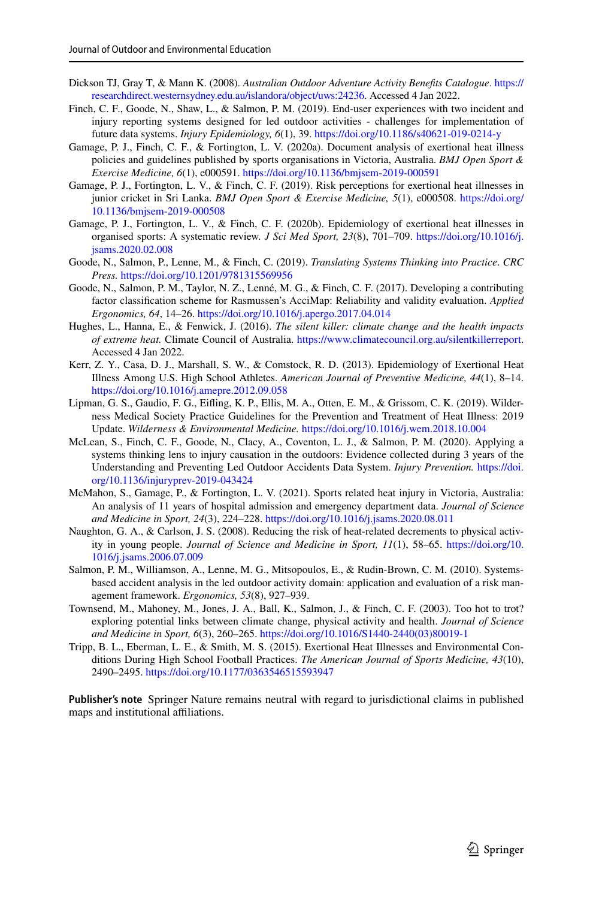Dickson TJ, Gray T, & Mann K. (2008). *Australian Outdoor Adventure Activity Benefits Catalogue*. https://researchdirect.westernsydney.edu.au/islandora/object/uws:24236. Accessed 4 Jan 2022.

Finch, C. F., Goode, N., Shaw, L., & Salmon, P. M. (2019). End-user experiences with two incident and injury reporting systems designed for led outdoor activities - challenges for implementation of future data systems. *Injury Epidemiology, 6*(1), 39. https://doi.org/10.1186/s40621-019-0214-y

Gamage, P. J., Finch, C. F., & Fortington, L. V. (2020a). Document analysis of exertional heat illness policies and guidelines published by sports organisations in Victoria, Australia. *BMJ Open Sport & Exercise Medicine, 6*(1), e000591. https://doi.org/10.1136/bmjsem-2019-000591

Gamage, P. J., Fortington, L. V., & Finch, C. F. (2019). Risk perceptions for exertional heat illnesses in junior cricket in Sri Lanka. *BMJ Open Sport & Exercise Medicine, 5*(1), e000508. https://doi.org/10.1136/bmjsem-2019-000508

Gamage, P. J., Fortington, L. V., & Finch, C. F. (2020b). Epidemiology of exertional heat illnesses in organised sports: A systematic review. *J Sci Med Sport, 23*(8), 701–709. https://doi.org/10.1016/j.jsams.2020.02.008

Goode, N., Salmon, P., Lenne, M., & Finch, C. (2019). *Translating Systems Thinking into Practice*. *CRC Press.* https://doi.org/10.1201/9781315569956

Goode, N., Salmon, P. M., Taylor, N. Z., Lenné, M. G., & Finch, C. F. (2017). Developing a contributing factor classification scheme for Rasmussen's AcciMap: Reliability and validity evaluation. *Applied Ergonomics, 64*, 14–26. https://doi.org/10.1016/j.apergo.2017.04.014

Hughes, L., Hanna, E., & Fenwick, J. (2016). *The silent killer: climate change and the health impacts of extreme heat.* Climate Council of Australia. https://www.climatecouncil.org.au/silentkillerreport. Accessed 4 Jan 2022.

Kerr, Z. Y., Casa, D. J., Marshall, S. W., & Comstock, R. D. (2013). Epidemiology of Exertional Heat Illness Among U.S. High School Athletes. *American Journal of Preventive Medicine, 44*(1), 8–14. https://doi.org/10.1016/j.amepre.2012.09.058

Lipman, G. S., Gaudio, F. G., Eifling, K. P., Ellis, M. A., Otten, E. M., & Grissom, C. K. (2019). Wilderness Medical Society Practice Guidelines for the Prevention and Treatment of Heat Illness: 2019 Update. *Wilderness & Environmental Medicine.* https://doi.org/10.1016/j.wem.2018.10.004

McLean, S., Finch, C. F., Goode, N., Clacy, A., Coventon, L. J., & Salmon, P. M. (2020). Applying a systems thinking lens to injury causation in the outdoors: Evidence collected during 3 years of the Understanding and Preventing Led Outdoor Accidents Data System. *Injury Prevention.* https://doi.org/10.1136/injuryprev-2019-043424

McMahon, S., Gamage, P., & Fortington, L. V. (2021). Sports related heat injury in Victoria, Australia: An analysis of 11 years of hospital admission and emergency department data. *Journal of Science and Medicine in Sport, 24*(3), 224–228. https://doi.org/10.1016/j.jsams.2020.08.011

Naughton, G. A., & Carlson, J. S. (2008). Reducing the risk of heat-related decrements to physical activity in young people. *Journal of Science and Medicine in Sport, 11*(1), 58–65. https://doi.org/10.1016/j.jsams.2006.07.009

Salmon, P. M., Williamson, A., Lenne, M. G., Mitsopoulos, E., & Rudin-Brown, C. M. (2010). Systems-based accident analysis in the led outdoor activity domain: application and evaluation of a risk management framework. *Ergonomics, 53*(8), 927–939.

Townsend, M., Mahoney, M., Jones, J. A., Ball, K., Salmon, J., & Finch, C. F. (2003). Too hot to trot? exploring potential links between climate change, physical activity and health. *Journal of Science and Medicine in Sport, 6*(3), 260–265. https://doi.org/10.1016/S1440-2440(03)80019-1

Tripp, B. L., Eberman, L. E., & Smith, M. S. (2015). Exertional Heat Illnesses and Environmental Conditions During High School Football Practices. *The American Journal of Sports Medicine, 43*(10), 2490–2495. https://doi.org/10.1177/0363546515593947

**Publisher's note** Springer Nature remains neutral with regard to jurisdictional claims in published maps and institutional affiliations.